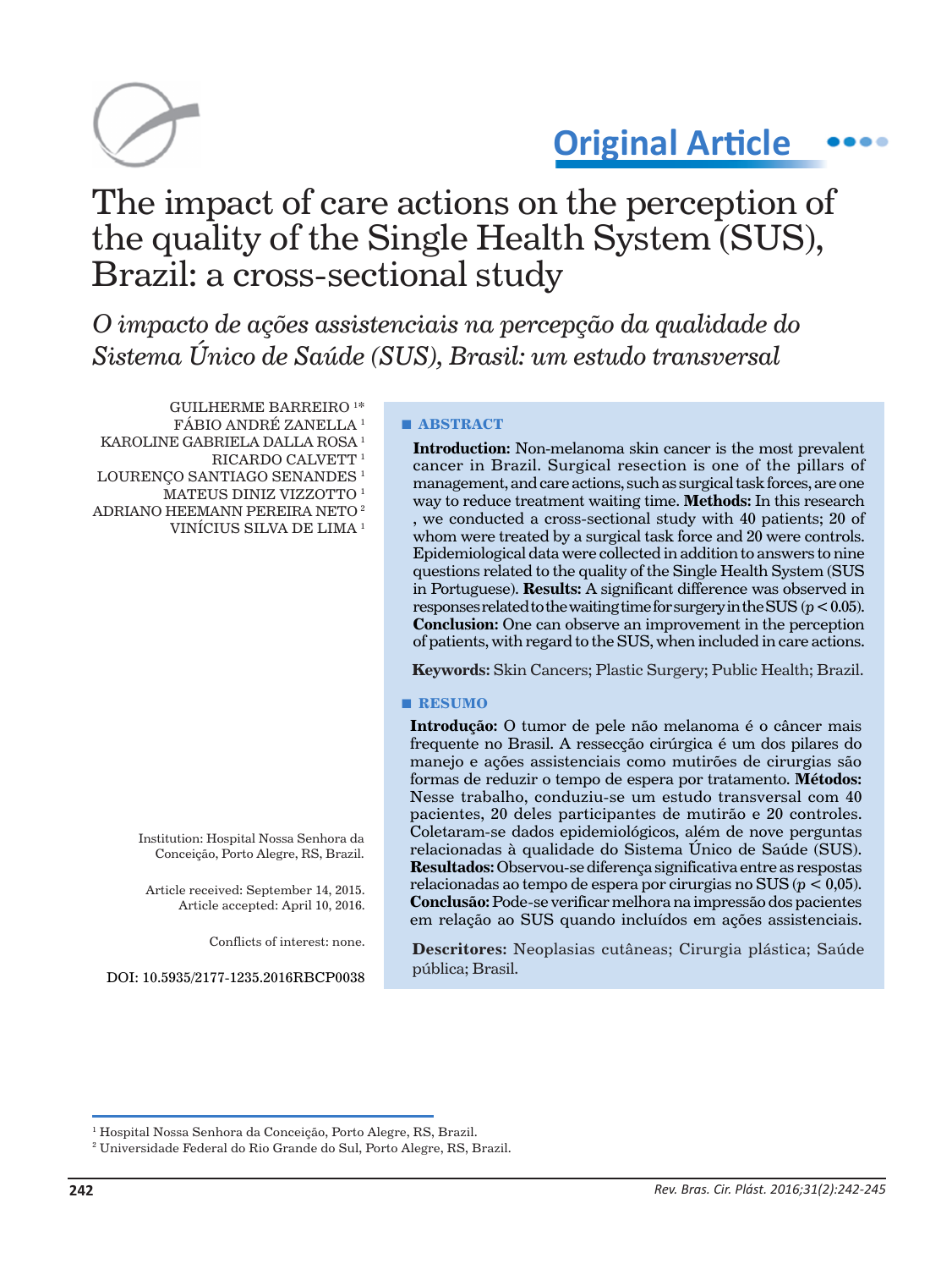Original Article

# The impact of care actions on the perception of the quality of the Single Health System (SUS), Brazil: a cross-sectional study

*O impacto de ações assistenciais na percepção da qualidade do Sistema Único de Saúde (SUS), Brasil: um estudo transversal*

GUILHERME BARREIRO [1*]
FÁBIO ANDRÉ ZANELLA [1]
KAROLINE GABRIELA DALLA ROSA [1]
RICARDO CALVETT [1]
LOURENÇO SANTIAGO SENANDES [1]
MATEUS DINIZ VIZZOTTO [1]
ADRIANO HEEMANN PEREIRA NETO [2]
VINÍCIUS SILVA DE LIMA [1]

Institution: Hospital Nossa Senhora da Conceição, Porto Alegre, RS, Brazil.

Article received: September 14, 2015.
Article accepted: April 10, 2016.

Conflicts of interest: none.

DOI: 10.5935/2177-1235.2016RBCP0038

## ABSTRACT

**Introduction:** Non-melanoma skin cancer is the most prevalent cancer in Brazil. Surgical resection is one of the pillars of management, and care actions, such as surgical task forces, are one way to reduce treatment waiting time. **Methods:** In this research , we conducted a cross-sectional study with 40 patients; 20 of whom were treated by a surgical task force and 20 were controls. Epidemiological data were collected in addition to answers to nine questions related to the quality of the Single Health System (SUS in Portuguese). **Results:** A significant difference was observed in responses related to the waiting time for surgery in the SUS ($p < 0.05$). **Conclusion:** One can observe an improvement in the perception of patients, with regard to the SUS, when included in care actions.

**Keywords:** Skin Cancers; Plastic Surgery; Public Health; Brazil.

## RESUMO

**Introdução:** O tumor de pele não melanoma é o câncer mais frequente no Brasil. A ressecção cirúrgica é um dos pilares do manejo e ações assistenciais como mutirões de cirurgias são formas de reduzir o tempo de espera por tratamento. **Métodos:** Nesse trabalho, conduziu-se um estudo transversal com 40 pacientes, 20 deles participantes de mutirão e 20 controles. Coletaram-se dados epidemiológicos, além de nove perguntas relacionadas à qualidade do Sistema Único de Saúde (SUS). **Resultados:** Observou-se diferença significativa entre as respostas relacionadas ao tempo de espera por cirurgias no SUS ($p < 0,05$). **Conclusão:** Pode-se verificar melhora na impressão dos pacientes em relação ao SUS quando incluídos em ações assistenciais.

**Descritores:** Neoplasias cutâneas; Cirurgia plástica; Saúde pública; Brasil.

[1] Hospital Nossa Senhora da Conceição, Porto Alegre, RS, Brazil.
[2] Universidade Federal do Rio Grande do Sul, Porto Alegre, RS, Brazil.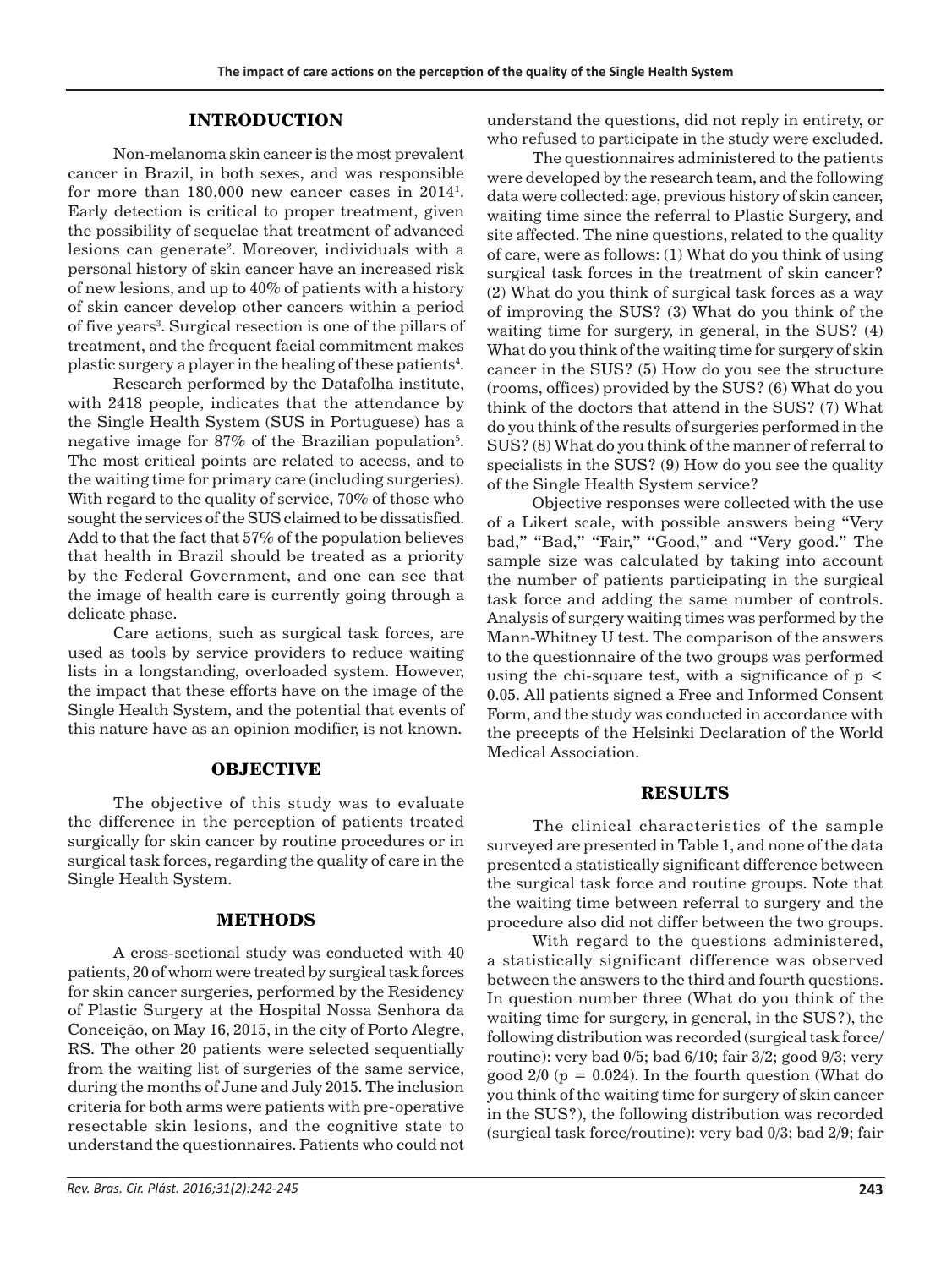## INTRODUCTION

Non-melanoma skin cancer is the most prevalent cancer in Brazil, in both sexes, and was responsible for more than 180,000 new cancer cases in 2014[1]. Early detection is critical to proper treatment, given the possibility of sequelae that treatment of advanced lesions can generate[2]. Moreover, individuals with a personal history of skin cancer have an increased risk of new lesions, and up to 40% of patients with a history of skin cancer develop other cancers within a period of five years[3]. Surgical resection is one of the pillars of treatment, and the frequent facial commitment makes plastic surgery a player in the healing of these patients[4].

Research performed by the Datafolha institute, with 2418 people, indicates that the attendance by the Single Health System (SUS in Portuguese) has a negative image for 87% of the Brazilian population[5]. The most critical points are related to access, and to the waiting time for primary care (including surgeries). With regard to the quality of service, 70% of those who sought the services of the SUS claimed to be dissatisfied. Add to that the fact that 57% of the population believes that health in Brazil should be treated as a priority by the Federal Government, and one can see that the image of health care is currently going through a delicate phase.

Care actions, such as surgical task forces, are used as tools by service providers to reduce waiting lists in a longstanding, overloaded system. However, the impact that these efforts have on the image of the Single Health System, and the potential that events of this nature have as an opinion modifier, is not known.

## OBJECTIVE

The objective of this study was to evaluate the difference in the perception of patients treated surgically for skin cancer by routine procedures or in surgical task forces, regarding the quality of care in the Single Health System.

## METHODS

A cross-sectional study was conducted with 40 patients, 20 of whom were treated by surgical task forces for skin cancer surgeries, performed by the Residency of Plastic Surgery at the Hospital Nossa Senhora da Conceição, on May 16, 2015, in the city of Porto Alegre, RS. The other 20 patients were selected sequentially from the waiting list of surgeries of the same service, during the months of June and July 2015. The inclusion criteria for both arms were patients with pre-operative resectable skin lesions, and the cognitive state to understand the questionnaires. Patients who could not understand the questions, did not reply in entirety, or who refused to participate in the study were excluded.

The questionnaires administered to the patients were developed by the research team, and the following data were collected: age, previous history of skin cancer, waiting time since the referral to Plastic Surgery, and site affected. The nine questions, related to the quality of care, were as follows: (1) What do you think of using surgical task forces in the treatment of skin cancer? (2) What do you think of surgical task forces as a way of improving the SUS? (3) What do you think of the waiting time for surgery, in general, in the SUS? (4) What do you think of the waiting time for surgery of skin cancer in the SUS? (5) How do you see the structure (rooms, offices) provided by the SUS? (6) What do you think of the doctors that attend in the SUS? (7) What do you think of the results of surgeries performed in the SUS? (8) What do you think of the manner of referral to specialists in the SUS? (9) How do you see the quality of the Single Health System service?

Objective responses were collected with the use of a Likert scale, with possible answers being "Very bad," "Bad," "Fair," "Good," and "Very good." The sample size was calculated by taking into account the number of patients participating in the surgical task force and adding the same number of controls. Analysis of surgery waiting times was performed by the Mann-Whitney U test. The comparison of the answers to the questionnaire of the two groups was performed using the chi-square test, with a significance of $p < 0.05$. All patients signed a Free and Informed Consent Form, and the study was conducted in accordance with the precepts of the Helsinki Declaration of the World Medical Association.

## RESULTS

The clinical characteristics of the sample surveyed are presented in Table 1, and none of the data presented a statistically significant difference between the surgical task force and routine groups. Note that the waiting time between referral to surgery and the procedure also did not differ between the two groups.

With regard to the questions administered, a statistically significant difference was observed between the answers to the third and fourth questions. In question number three (What do you think of the waiting time for surgery, in general, in the SUS?), the following distribution was recorded (surgical task force/routine): very bad 0/5; bad 6/10; fair 3/2; good 9/3; very good 2/0 ($p = 0.024$). In the fourth question (What do you think of the waiting time for surgery of skin cancer in the SUS?), the following distribution was recorded (surgical task force/routine): very bad 0/3; bad 2/9; fair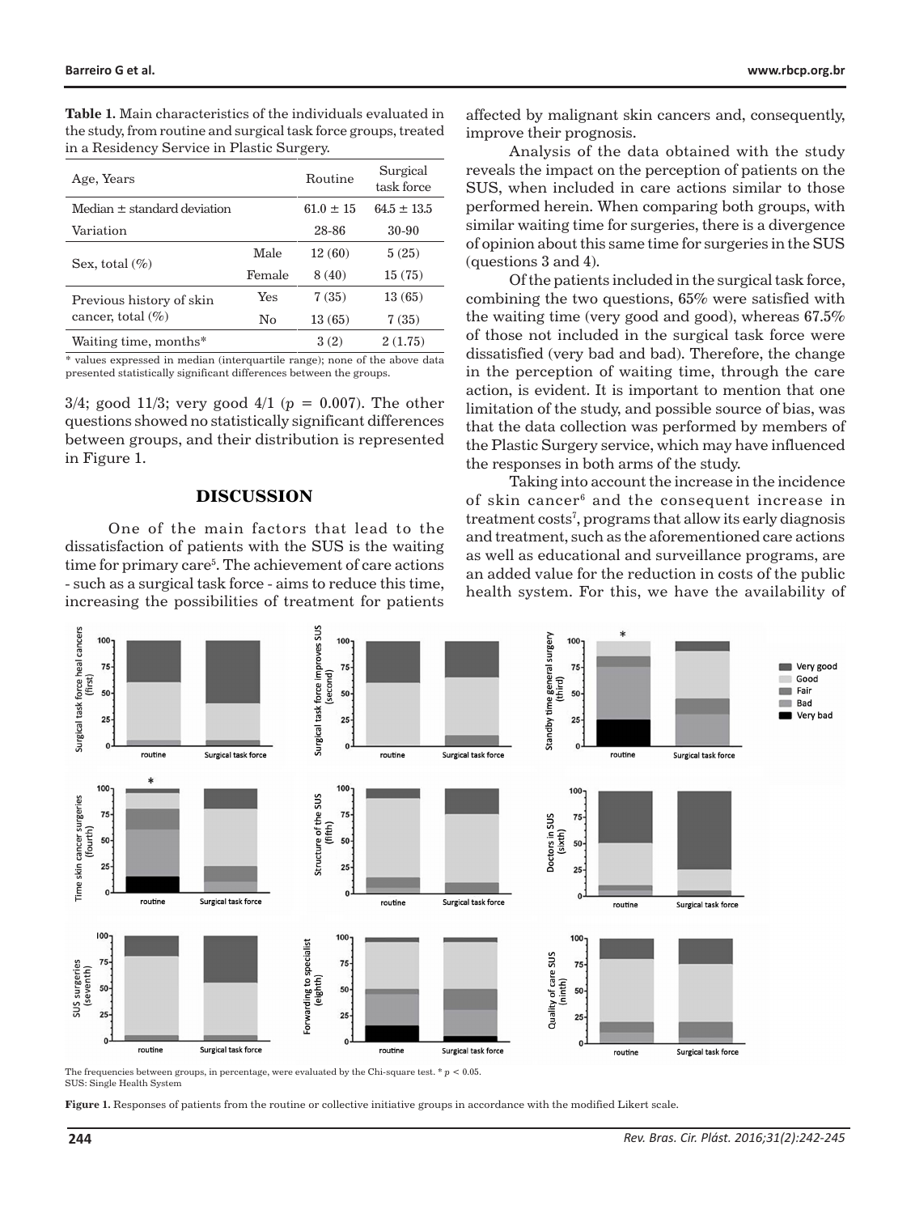**Table 1.** Main characteristics of the individuals evaluated in the study, from routine and surgical task force groups, treated in a Residency Service in Plastic Surgery.

| Age, Years | | Routine | Surgical task force |
|---|---|---|---|
| Median ± standard deviation | | 61.0 ± 15 | 64.5 ± 13.5 |
| Variation | | 28-86 | 30-90 |
| Sex, total (%) | Male | 12 (60) | 5 (25) |
| | Female | 8 (40) | 15 (75) |
| Previous history of skin cancer, total (%) | Yes | 7 (35) | 13 (65) |
| | No | 13 (65) | 7 (35) |
| Waiting time, months* | | 3 (2) | 2 (1.75) |

\* values expressed in median (interquartile range); none of the above data presented statistically significant differences between the groups.

3/4; good 11/3; very good 4/1 ($p = 0.007$). The other questions showed no statistically significant differences between groups, and their distribution is represented in Figure 1.

## DISCUSSION

One of the main factors that lead to the dissatisfaction of patients with the SUS is the waiting time for primary care[5]. The achievement of care actions - such as a surgical task force - aims to reduce this time, increasing the possibilities of treatment for patients affected by malignant skin cancers and, consequently, improve their prognosis.

Analysis of the data obtained with the study reveals the impact on the perception of patients on the SUS, when included in care actions similar to those performed herein. When comparing both groups, with similar waiting time for surgeries, there is a divergence of opinion about this same time for surgeries in the SUS (questions 3 and 4).

Of the patients included in the surgical task force, combining the two questions, 65% were satisfied with the waiting time (very good and good), whereas 67.5% of those not included in the surgical task force were dissatisfied (very bad and bad). Therefore, the change in the perception of waiting time, through the care action, is evident. It is important to mention that one limitation of the study, and possible source of bias, was that the data collection was performed by members of the Plastic Surgery service, which may have influenced the responses in both arms of the study.

Taking into account the increase in the incidence of skin cancer[6] and the consequent increase in treatment costs[7], programs that allow its early diagnosis and treatment, such as the aforementioned care actions as well as educational and surveillance programs, are an added value for the reduction in costs of the public health system. For this, we have the availability of

The frequencies between groups, in percentage, were evaluated by the Chi-square test. * $p < 0.05$.
SUS: Single Health System

**Figure 1.** Responses of patients from the routine or collective initiative groups in accordance with the modified Likert scale.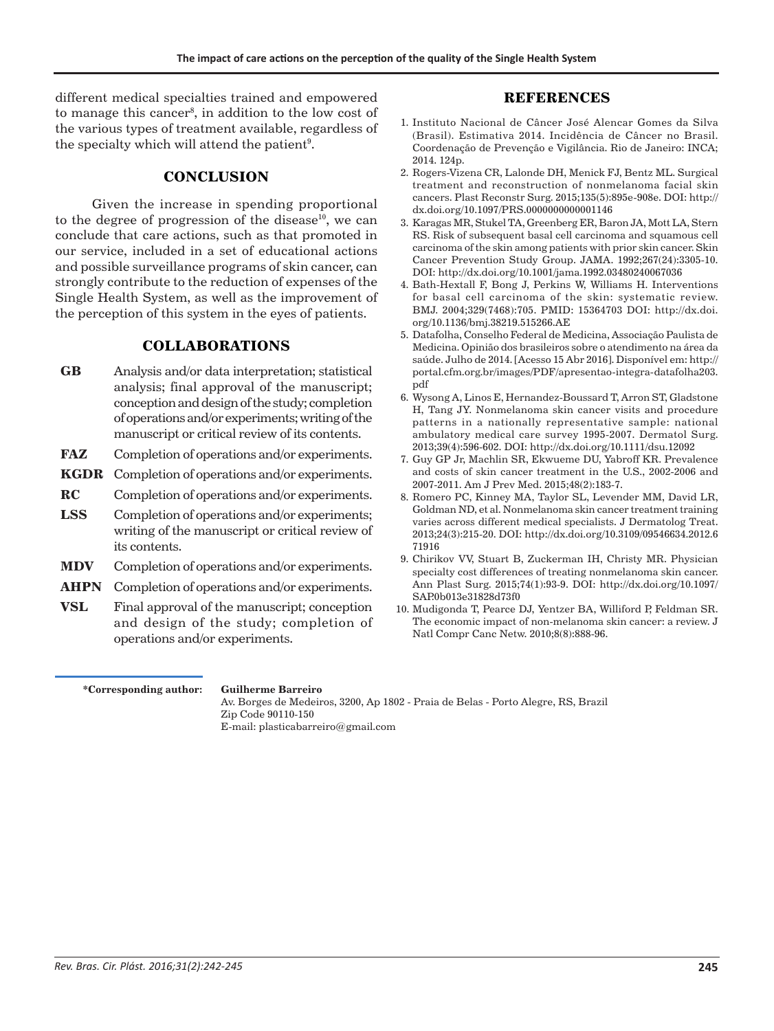different medical specialties trained and empowered to manage this cancer[8], in addition to the low cost of the various types of treatment available, regardless of the specialty which will attend the patient[9].

## CONCLUSION

Given the increase in spending proportional to the degree of progression of the disease[10], we can conclude that care actions, such as that promoted in our service, included in a set of educational actions and possible surveillance programs of skin cancer, can strongly contribute to the reduction of expenses of the Single Health System, as well as the improvement of the perception of this system in the eyes of patients.

## COLLABORATIONS

| | |
|---|---|
| **GB** | Analysis and/or data interpretation; statistical analysis; final approval of the manuscript; conception and design of the study; completion of operations and/or experiments; writing of the manuscript or critical review of its contents. |
| **FAZ** | Completion of operations and/or experiments. |
| **KGDR** | Completion of operations and/or experiments. |
| **RC** | Completion of operations and/or experiments. |
| **LSS** | Completion of operations and/or experiments; writing of the manuscript or critical review of its contents. |
| **MDV** | Completion of operations and/or experiments. |
| **AHPN** | Completion of operations and/or experiments. |
| **VSL** | Final approval of the manuscript; conception and design of the study; completion of operations and/or experiments. |

## REFERENCES

1. Instituto Nacional de Câncer José Alencar Gomes da Silva (Brasil). Estimativa 2014. Incidência de Câncer no Brasil. Coordenação de Prevenção e Vigilância. Rio de Janeiro: INCA; 2014. 124p.
2. Rogers-Vizena CR, Lalonde DH, Menick FJ, Bentz ML. Surgical treatment and reconstruction of nonmelanoma facial skin cancers. Plast Reconstr Surg. 2015;135(5):895e-908e. DOI: http://dx.doi.org/10.1097/PRS.0000000000001146
3. Karagas MR, Stukel TA, Greenberg ER, Baron JA, Mott LA, Stern RS. Risk of subsequent basal cell carcinoma and squamous cell carcinoma of the skin among patients with prior skin cancer. Skin Cancer Prevention Study Group. JAMA. 1992;267(24):3305-10. DOI: http://dx.doi.org/10.1001/jama.1992.03480240067036
4. Bath-Hextall F, Bong J, Perkins W, Williams H. Interventions for basal cell carcinoma of the skin: systematic review. BMJ. 2004;329(7468):705. PMID: 15364703 DOI: http://dx.doi.org/10.1136/bmj.38219.515266.AE
5. Datafolha, Conselho Federal de Medicina, Associação Paulista de Medicina. Opinião dos brasileiros sobre o atendimento na área da saúde. Julho de 2014. [Acesso 15 Abr 2016]. Disponível em: http://portal.cfm.org.br/images/PDF/apresentao-integra-datafolha203.pdf
6. Wysong A, Linos E, Hernandez-Boussard T, Arron ST, Gladstone H, Tang JY. Nonmelanoma skin cancer visits and procedure patterns in a nationally representative sample: national ambulatory medical care survey 1995-2007. Dermatol Surg. 2013;39(4):596-602. DOI: http://dx.doi.org/10.1111/dsu.12092
7. Guy GP Jr, Machlin SR, Ekwueme DU, Yabroff KR. Prevalence and costs of skin cancer treatment in the U.S., 2002-2006 and 2007-2011. Am J Prev Med. 2015;48(2):183-7.
8. Romero PC, Kinney MA, Taylor SL, Levender MM, David LR, Goldman ND, et al. Nonmelanoma skin cancer treatment training varies across different medical specialists. J Dermatolog Treat. 2013;24(3):215-20. DOI: http://dx.doi.org/10.3109/09546634.2012.671916
9. Chirikov VV, Stuart B, Zuckerman IH, Christy MR. Physician specialty cost differences of treating nonmelanoma skin cancer. Ann Plast Surg. 2015;74(1):93-9. DOI: http://dx.doi.org/10.1097/SAP.0b013e31828d73f0
10. Mudigonda T, Pearce DJ, Yentzer BA, Williford P, Feldman SR. The economic impact of non-melanoma skin cancer: a review. J Natl Compr Canc Netw. 2010;8(8):888-96.

**\*Corresponding author:** **Guilherme Barreiro**
Av. Borges de Medeiros, 3200, Ap 1802 - Praia de Belas - Porto Alegre, RS, Brazil
Zip Code 90110-150
E-mail: plasticabarreiro@gmail.com